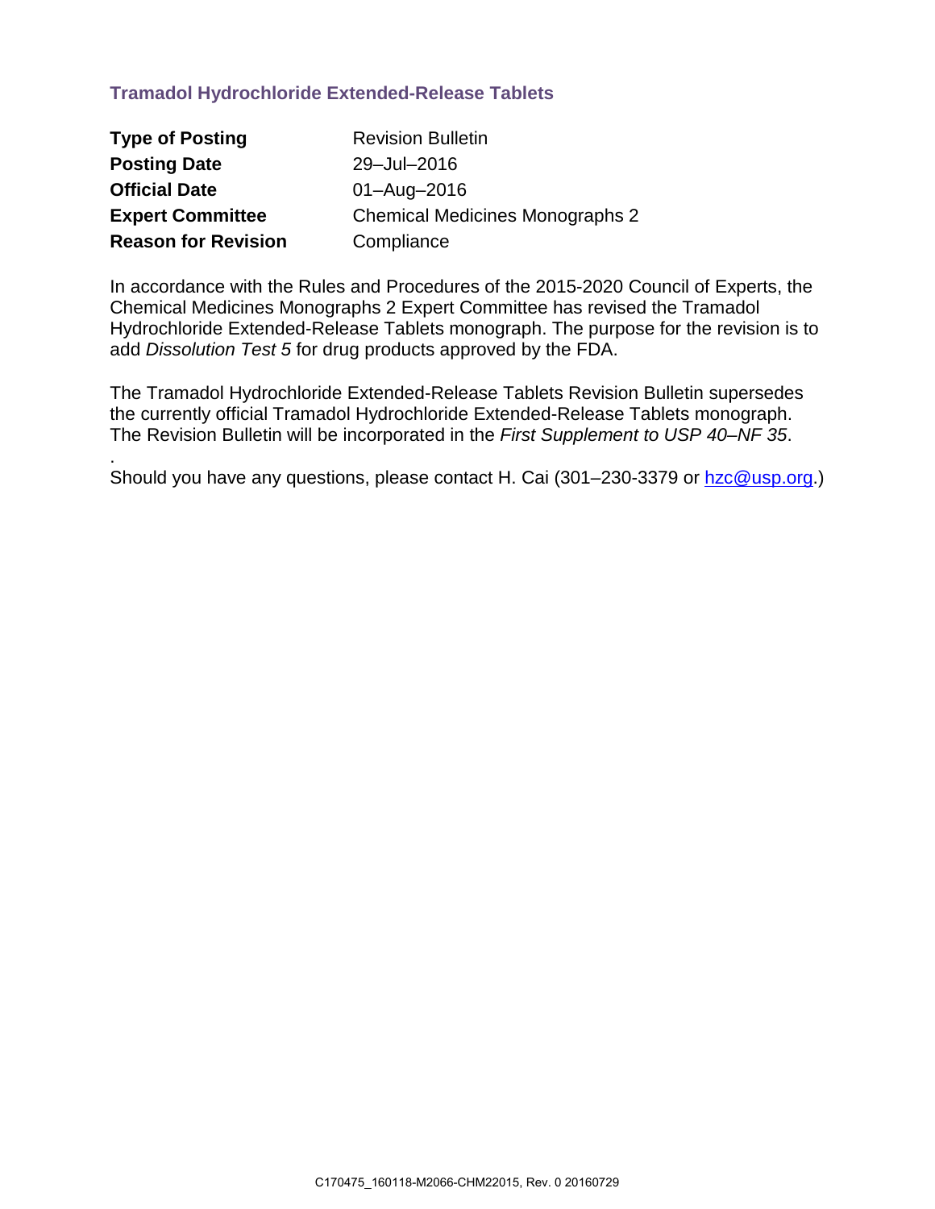## Tramadol Hydrochloride Extended-Release Tablets

| | |
|---|---|
| **Type of Posting** | Revision Bulletin |
| **Posting Date** | 29–Jul–2016 |
| **Official Date** | 01–Aug–2016 |
| **Expert Committee** | Chemical Medicines Monographs 2 |
| **Reason for Revision** | Compliance |

In accordance with the Rules and Procedures of the 2015-2020 Council of Experts, the Chemical Medicines Monographs 2 Expert Committee has revised the Tramadol Hydrochloride Extended-Release Tablets monograph. The purpose for the revision is to add *Dissolution Test 5* for drug products approved by the FDA.

The Tramadol Hydrochloride Extended-Release Tablets Revision Bulletin supersedes the currently official Tramadol Hydrochloride Extended-Release Tablets monograph. The Revision Bulletin will be incorporated in the *First Supplement to USP 40–NF 35*.

Should you have any questions, please contact H. Cai (301–230-3379 or hzc@usp.org.)

C170475_160118-M2066-CHM22015, Rev. 0 20160729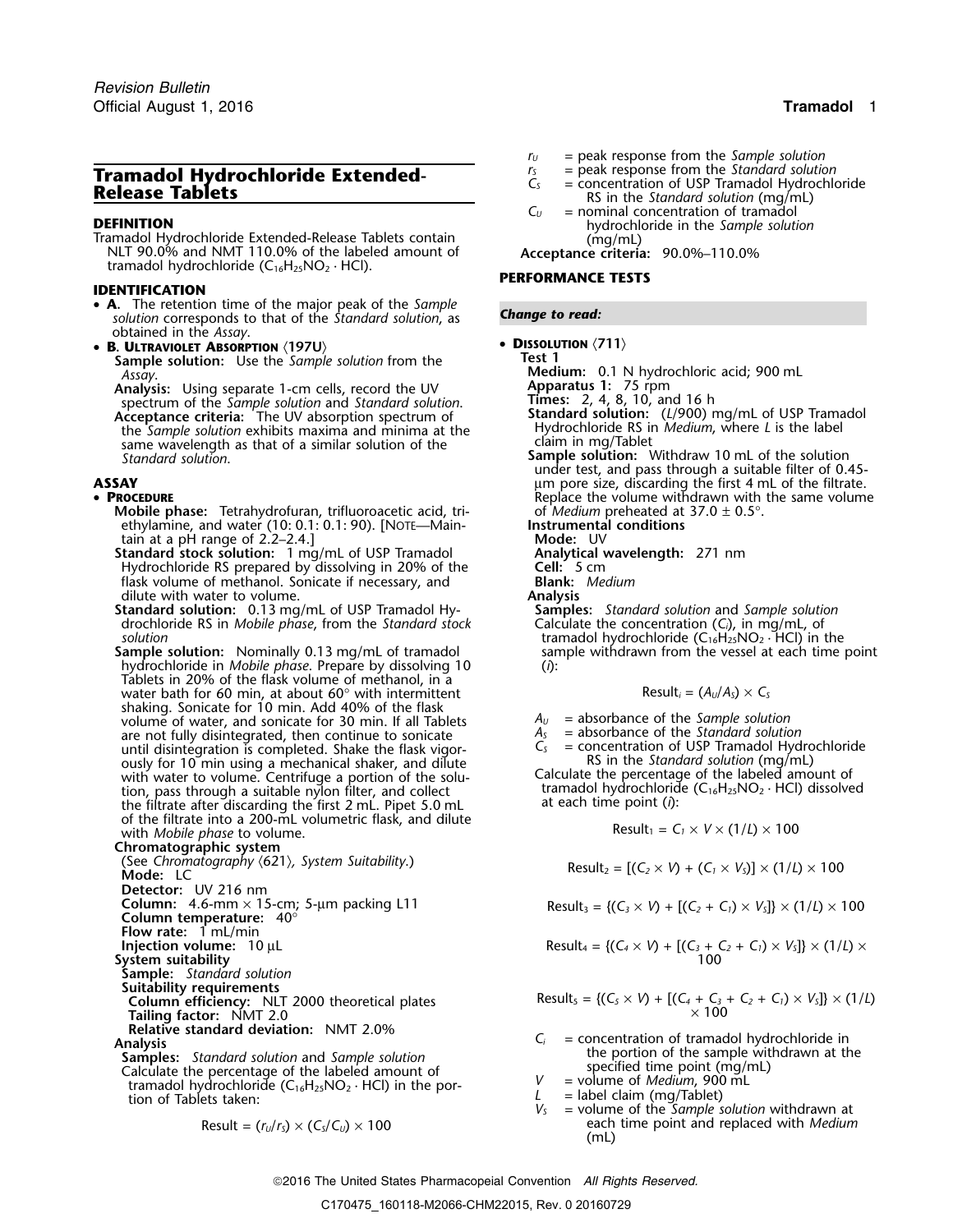# Tramadol Hydrochloride Extended-Release Tablets

## DEFINITION

Tramadol Hydrochloride Extended-Release Tablets contain NLT 90.0% and NMT 110.0% of the labeled amount of tramadol hydrochloride ($C_{16}H_{25}NO_2 \cdot HCl$).

## IDENTIFICATION

- **A.** The retention time of the major peak of the *Sample solution* corresponds to that of the *Standard solution*, as obtained in the *Assay*.
- **B. ULTRAVIOLET ABSORPTION ⟨197U⟩**

  **Sample solution:** Use the *Sample solution* from the *Assay*.

  **Analysis:** Using separate 1-cm cells, record the UV spectrum of the *Sample solution* and *Standard solution*.

  **Acceptance criteria:** The UV absorption spectrum of the *Sample solution* exhibits maxima and minima at the same wavelength as that of a similar solution of the *Standard solution*.

## ASSAY

- **PROCEDURE**

  **Mobile phase:** Tetrahydrofuran, trifluoroacetic acid, triethylamine, and water (10: 0.1: 0.1: 90). [NOTE—Maintain at a pH range of 2.2–2.4.]

  **Standard stock solution:** 1 mg/mL of USP Tramadol Hydrochloride RS prepared by dissolving in 20% of the flask volume of methanol. Sonicate if necessary, and dilute with water to volume.

  **Standard solution:** 0.13 mg/mL of USP Tramadol Hydrochloride RS in *Mobile phase*, from the *Standard stock solution*

  **Sample solution:** Nominally 0.13 mg/mL of tramadol hydrochloride in *Mobile phase*. Prepare by dissolving 10 Tablets in 20% of the flask volume of methanol, in a water bath for 60 min, at about 60° with intermittent shaking. Sonicate for 10 min. Add 40% of the flask volume of water, and sonicate for 30 min. If all Tablets are not fully disintegrated, then continue to sonicate until disintegration is completed. Shake the flask vigorously for 10 min using a mechanical shaker, and dilute with water to volume. Centrifuge a portion of the solution, pass through a suitable nylon filter, and collect the filtrate after discarding the first 2 mL. Pipet 5.0 mL of the filtrate into a 200-mL volumetric flask, and dilute with *Mobile phase* to volume.

  **Chromatographic system**

  (See *Chromatography* ⟨621⟩, *System Suitability*.)

  **Mode:** LC

  **Detector:** UV 216 nm

  **Column:** 4.6-mm × 15-cm; 5-µm packing L11

  **Column temperature:** 40°

  **Flow rate:** 1 mL/min

  **Injection volume:** 10 µL

  **System suitability**

  **Sample:** *Standard solution*

  **Suitability requirements**

  **Column efficiency:** NLT 2000 theoretical plates

  **Tailing factor:** NMT 2.0

  **Relative standard deviation:** NMT 2.0%

  **Analysis**

  **Samples:** *Standard solution* and *Sample solution*

  Calculate the percentage of the labeled amount of tramadol hydrochloride ($C_{16}H_{25}NO_2 \cdot HCl$) in the portion of Tablets taken:

  $$\text{Result} = (r_U/r_S) \times (C_S/C_U) \times 100$$

  $r_U$ = peak response from the *Sample solution*
  $r_S$ = peak response from the *Standard solution*
  $C_S$ = concentration of USP Tramadol Hydrochloride RS in the *Standard solution* (mg/mL)
  $C_U$ = nominal concentration of tramadol hydrochloride in the *Sample solution* (mg/mL)

  **Acceptance criteria:** 90.0%–110.0%

## PERFORMANCE TESTS

*Change to read:*

- **DISSOLUTION ⟨711⟩**

  **Test 1**

  **Medium:** 0.1 N hydrochloric acid; 900 mL

  **Apparatus 1:** 75 rpm

  **Times:** 2, 4, 8, 10, and 16 h

  **Standard solution:** ($L$/900) mg/mL of USP Tramadol Hydrochloride RS in *Medium*, where $L$ is the label claim in mg/Tablet

  **Sample solution:** Withdraw 10 mL of the solution under test, and pass through a suitable filter of 0.45-µm pore size, discarding the first 4 mL of the filtrate. Replace the volume withdrawn with the same volume of *Medium* preheated at 37.0 ± 0.5°.

  **Instrumental conditions**

  **Mode:** UV

  **Analytical wavelength:** 271 nm

  **Cell:** 5 cm

  **Blank:** *Medium*

  **Analysis**

  **Samples:** *Standard solution* and *Sample solution*

  Calculate the concentration ($C_i$), in mg/mL, of tramadol hydrochloride ($C_{16}H_{25}NO_2 \cdot HCl$) in the sample withdrawn from the vessel at each time point ($i$):

  $$\text{Result}_i = (A_U/A_S) \times C_S$$

  $A_U$ = absorbance of the *Sample solution*
  $A_S$ = absorbance of the *Standard solution*
  $C_S$ = concentration of USP Tramadol Hydrochloride RS in the *Standard solution* (mg/mL)

  Calculate the percentage of the labeled amount of tramadol hydrochloride ($C_{16}H_{25}NO_2 \cdot HCl$) dissolved at each time point ($i$):

  $$\text{Result}_1 = C_1 \times V \times (1/L) \times 100$$

  $$\text{Result}_2 = [(C_2 \times V) + (C_1 \times V_S)] \times (1/L) \times 100$$

  $$\text{Result}_3 = \{(C_3 \times V) + [(C_2 + C_1) \times V_S]\} \times (1/L) \times 100$$

  $$\text{Result}_4 = \{(C_4 \times V) + [(C_3 + C_2 + C_1) \times V_S]\} \times (1/L) \times 100$$

  $$\text{Result}_5 = \{(C_5 \times V) + [(C_4 + C_3 + C_2 + C_1) \times V_S]\} \times (1/L) \times 100$$

  $C_i$ = concentration of tramadol hydrochloride in the portion of the sample withdrawn at the specified time point (mg/mL)
  $V$ = volume of *Medium*, 900 mL
  $L$ = label claim (mg/Tablet)
  $V_S$ = volume of the *Sample solution* withdrawn at each time point and replaced with *Medium* (mL)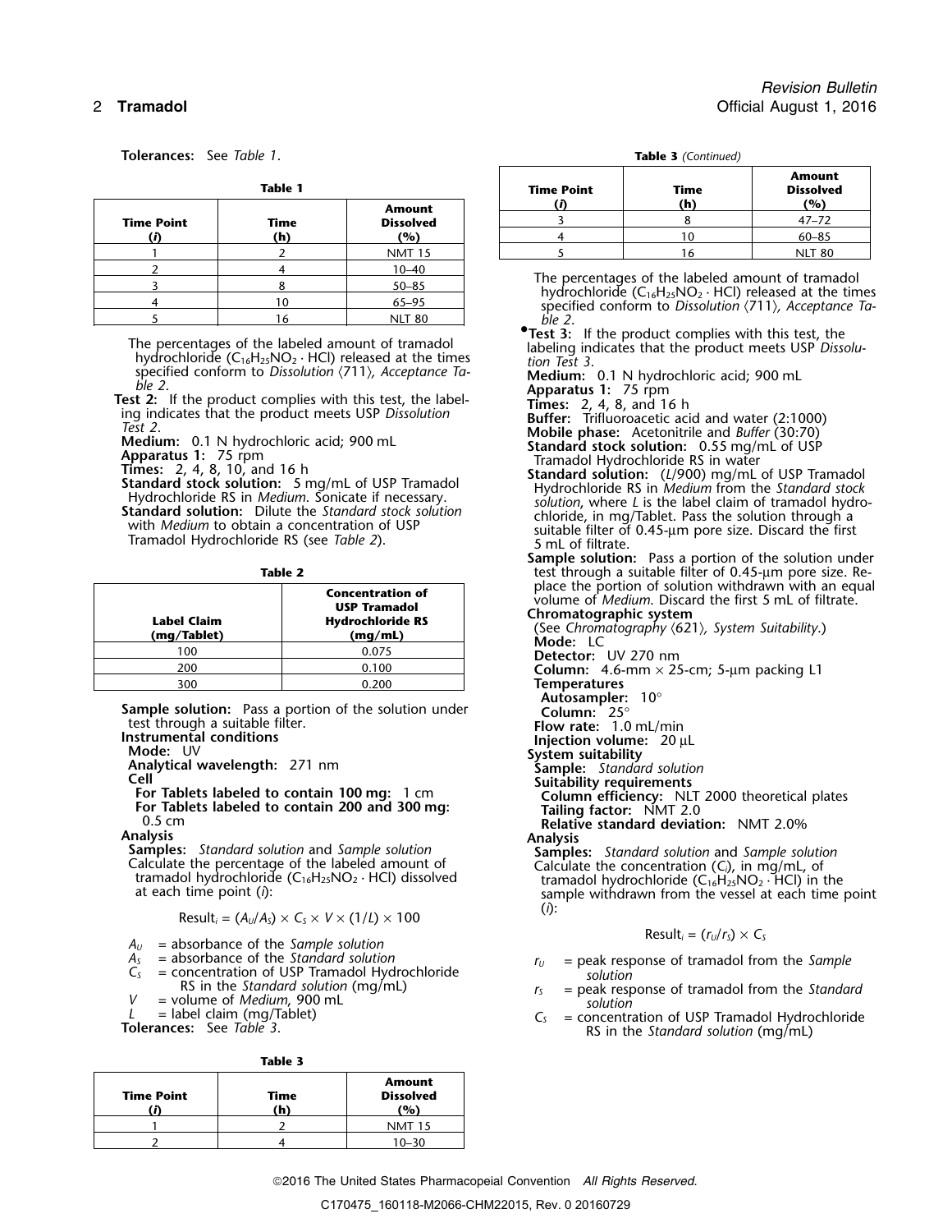**Tolerances:** See *Table 1*.

**Table 1**

| Time Point (*i*) | Time (h) | Amount Dissolved (%) |
|---|---|---|
| 1 | 2 | NMT 15 |
| 2 | 4 | 10–40 |
| 3 | 8 | 50–85 |
| 4 | 10 | 65–95 |
| 5 | 16 | NLT 80 |

The percentages of the labeled amount of tramadol hydrochloride ($C_{16}H_{25}NO_2 \cdot HCl$) released at the times specified conform to *Dissolution* ⟨711⟩, *Acceptance Table 2*.

**Test 2:** If the product complies with this test, the labeling indicates that the product meets USP *Dissolution Test 2*.

**Medium:** 0.1 N hydrochloric acid; 900 mL

**Apparatus 1:** 75 rpm

**Times:** 2, 4, 8, 10, and 16 h

**Standard stock solution:** 5 mg/mL of USP Tramadol Hydrochloride RS in *Medium*. Sonicate if necessary.

**Standard solution:** Dilute the *Standard stock solution* with *Medium* to obtain a concentration of USP Tramadol Hydrochloride RS (see *Table 2*).

**Table 2**

| Label Claim (mg/Tablet) | Concentration of USP Tramadol Hydrochloride RS (mg/mL) |
|---|---|
| 100 | 0.075 |
| 200 | 0.100 |
| 300 | 0.200 |

**Sample solution:** Pass a portion of the solution under test through a suitable filter.

**Instrumental conditions**

**Mode:** UV

**Analytical wavelength:** 271 nm

**Cell**

**For Tablets labeled to contain 100 mg:** 1 cm

**For Tablets labeled to contain 200 and 300 mg:** 0.5 cm

**Analysis**

**Samples:** *Standard solution* and *Sample solution*

Calculate the percentage of the labeled amount of tramadol hydrochloride ($C_{16}H_{25}NO_2 \cdot HCl$) dissolved at each time point (*i*):

$$\text{Result}_i = (A_U/A_S) \times C_S \times V \times (1/L) \times 100$$

$A_U$ = absorbance of the *Sample solution*
$A_S$ = absorbance of the *Standard solution*
$C_S$ = concentration of USP Tramadol Hydrochloride RS in the *Standard solution* (mg/mL)
$V$ = volume of *Medium*, 900 mL
$L$ = label claim (mg/Tablet)

**Tolerances:** See *Table 3*.

**Table 3**

| Time Point (*i*) | Time (h) | Amount Dissolved (%) |
|---|---|---|
| 1 | 2 | NMT 15 |
| 2 | 4 | 10–30 |
| 3 | 8 | 47–72 |
| 4 | 10 | 60–85 |
| 5 | 16 | NLT 80 |

The percentages of the labeled amount of tramadol hydrochloride ($C_{16}H_{25}NO_2 \cdot HCl$) released at the times specified conform to *Dissolution* ⟨711⟩, *Acceptance Table 2*.

•**Test 3:** If the product complies with this test, the labeling indicates that the product meets USP *Dissolution Test 3*.

**Medium:** 0.1 N hydrochloric acid; 900 mL

**Apparatus 1:** 75 rpm

**Times:** 2, 4, 8, and 16 h

**Buffer:** Trifluoroacetic acid and water (2:1000)

**Mobile phase:** Acetonitrile and *Buffer* (30:70)

**Standard stock solution:** 0.55 mg/mL of USP Tramadol Hydrochloride RS in water

**Standard solution:** (*L*/900) mg/mL of USP Tramadol Hydrochloride RS in *Medium* from the *Standard stock solution*, where *L* is the label claim of tramadol hydrochloride, in mg/Tablet. Pass the solution through a suitable filter of 0.45-µm pore size. Discard the first 5 mL of filtrate.

**Sample solution:** Pass a portion of the solution under test through a suitable filter of 0.45-µm pore size. Replace the portion of solution withdrawn with an equal volume of *Medium*. Discard the first 5 mL of filtrate.

**Chromatographic system**

(See *Chromatography* ⟨621⟩, *System Suitability*.)

**Mode:** LC

**Detector:** UV 270 nm

**Column:** 4.6-mm × 25-cm; 5-µm packing L1

**Temperatures**

**Autosampler:** 10°

**Column:** 25°

**Flow rate:** 1.0 mL/min

**Injection volume:** 20 µL

**System suitability**

**Sample:** *Standard solution*

**Suitability requirements**

**Column efficiency:** NLT 2000 theoretical plates

**Tailing factor:** NMT 2.0

**Relative standard deviation:** NMT 2.0%

**Analysis**

**Samples:** *Standard solution* and *Sample solution*

Calculate the concentration ($C_i$), in mg/mL, of tramadol hydrochloride ($C_{16}H_{25}NO_2 \cdot HCl$) in the sample withdrawn from the vessel at each time point (*i*):

$$\text{Result}_i = (r_U/r_S) \times C_S$$

$r_U$ = peak response of tramadol from the *Sample solution*
$r_S$ = peak response of tramadol from the *Standard solution*
$C_S$ = concentration of USP Tramadol Hydrochloride RS in the *Standard solution* (mg/mL)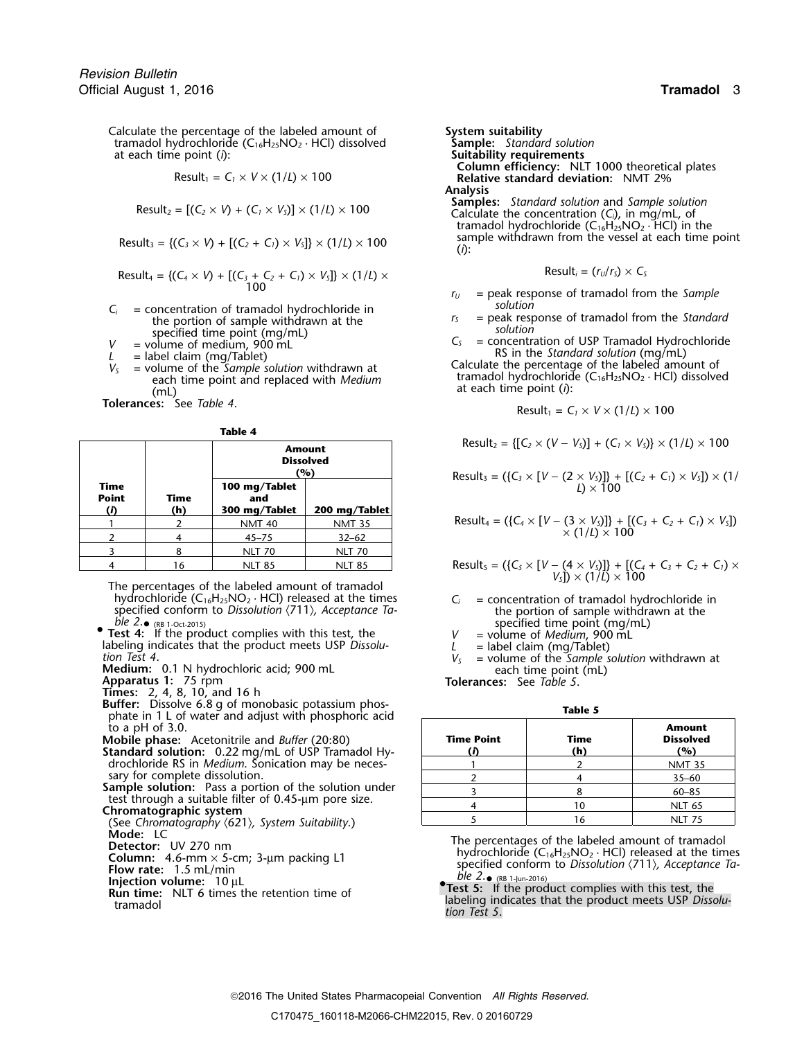Calculate the percentage of the labeled amount of tramadol hydrochloride ($C_{16}H_{25}NO_2 \cdot HCl$) dissolved at each time point ($i$):

$$Result_1 = C_1 \times V \times (1/L) \times 100$$

$$Result_2 = [(C_2 \times V) + (C_1 \times V_S)] \times (1/L) \times 100$$

$$Result_3 = \{(C_3 \times V) + [(C_2 + C_1) \times V_S]\} \times (1/L) \times 100$$

$$Result_4 = \{(C_4 \times V) + [(C_3 + C_2 + C_1) \times V_S]\} \times (1/L) \times 100$$

$C_i$ = concentration of tramadol hydrochloride in the portion of sample withdrawn at the specified time point (mg/mL)
$V$ = volume of medium, 900 mL
$L$ = label claim (mg/Tablet)
$V_S$ = volume of the *Sample solution* withdrawn at each time point and replaced with *Medium* (mL)

**Tolerances:** See *Table 4*.

**Table 4**

| Time Point ($i$) | Time (h) | Amount Dissolved (%) 100 mg/Tablet and 300 mg/Tablet | 200 mg/Tablet |
|---|---|---|---|
| 1 | 2 | NMT 40 | NMT 35 |
| 2 | 4 | 45–75 | 32–62 |
| 3 | 8 | NLT 70 | NLT 70 |
| 4 | 16 | NLT 85 | NLT 85 |

The percentages of the labeled amount of tramadol hydrochloride ($C_{16}H_{25}NO_2 \cdot HCl$) released at the times specified conform to *Dissolution* ⟨711⟩, *Acceptance Table 2*.● (RB 1-Oct-2015)

●**Test 4:** If the product complies with this test, the labeling indicates that the product meets USP *Dissolution Test 4*.

**Medium:** 0.1 N hydrochloric acid; 900 mL
**Apparatus 1:** 75 rpm
**Times:** 2, 4, 8, 10, and 16 h
**Buffer:** Dissolve 6.8 g of monobasic potassium phosphate in 1 L of water and adjust with phosphoric acid to a pH of 3.0.
**Mobile phase:** Acetonitrile and *Buffer* (20:80)
**Standard solution:** 0.22 mg/mL of USP Tramadol Hydrochloride RS in *Medium*. Sonication may be necessary for complete dissolution.
**Sample solution:** Pass a portion of the solution under test through a suitable filter of 0.45-µm pore size.
**Chromatographic system**
(See *Chromatography* ⟨621⟩*, System Suitability*.)
**Mode:** LC
**Detector:** UV 270 nm
**Column:** 4.6-mm × 5-cm; 3-µm packing L1
**Flow rate:** 1.5 mL/min
**Injection volume:** 10 µL
**Run time:** NLT 6 times the retention time of tramadol

**System suitability**
**Sample:** *Standard solution*
**Suitability requirements**
**Column efficiency:** NLT 1000 theoretical plates
**Relative standard deviation:** NMT 2%

**Analysis**
**Samples:** *Standard solution* and *Sample solution*
Calculate the concentration ($C_i$), in mg/mL, of tramadol hydrochloride ($C_{16}H_{25}NO_2 \cdot HCl$) in the sample withdrawn from the vessel at each time point ($i$):

$$Result_i = (r_U/r_S) \times C_S$$

$r_U$ = peak response of tramadol from the *Sample solution*
$r_S$ = peak response of tramadol from the *Standard solution*
$C_S$ = concentration of USP Tramadol Hydrochloride RS in the *Standard solution* (mg/mL)

Calculate the percentage of the labeled amount of tramadol hydrochloride ($C_{16}H_{25}NO_2 \cdot HCl$) dissolved at each time point ($i$):

$$Result_1 = C_1 \times V \times (1/L) \times 100$$

$$Result_2 = \{[C_2 \times (V - V_S)] + (C_1 \times V_S)\} \times (1/L) \times 100$$

$$Result_3 = (\{C_3 \times [V - (2 \times V_S)]\} + [(C_2 + C_1) \times V_S]) \times (1/L) \times 100$$

$$Result_4 = (\{C_4 \times [V - (3 \times V_S)]\} + [(C_3 + C_2 + C_1) \times V_S]) \times (1/L) \times 100$$

$$Result_5 = (\{C_5 \times [V - (4 \times V_S)]\} + [(C_4 + C_3 + C_2 + C_1) \times V_S]) \times (1/L) \times 100$$

$C_i$ = concentration of tramadol hydrochloride in the portion of sample withdrawn at the specified time point (mg/mL)
$V$ = volume of *Medium*, 900 mL
$L$ = label claim (mg/Tablet)
$V_S$ = volume of the *Sample solution* withdrawn at each time point (mL)

**Tolerances:** See *Table 5*.

**Table 5**

| Time Point ($i$) | Time (h) | Amount Dissolved (%) |
|---|---|---|
| 1 | 2 | NMT 35 |
| 2 | 4 | 35–60 |
| 3 | 8 | 60–85 |
| 4 | 10 | NLT 65 |
| 5 | 16 | NLT 75 |

The percentages of the labeled amount of tramadol hydrochloride ($C_{16}H_{25}NO_2 \cdot HCl$) released at the times specified conform to *Dissolution* ⟨711⟩, *Acceptance Table 2*.● (RB 1-Jun-2016)

●**Test 5:** If the product complies with this test, the labeling indicates that the product meets USP *Dissolution Test 5*.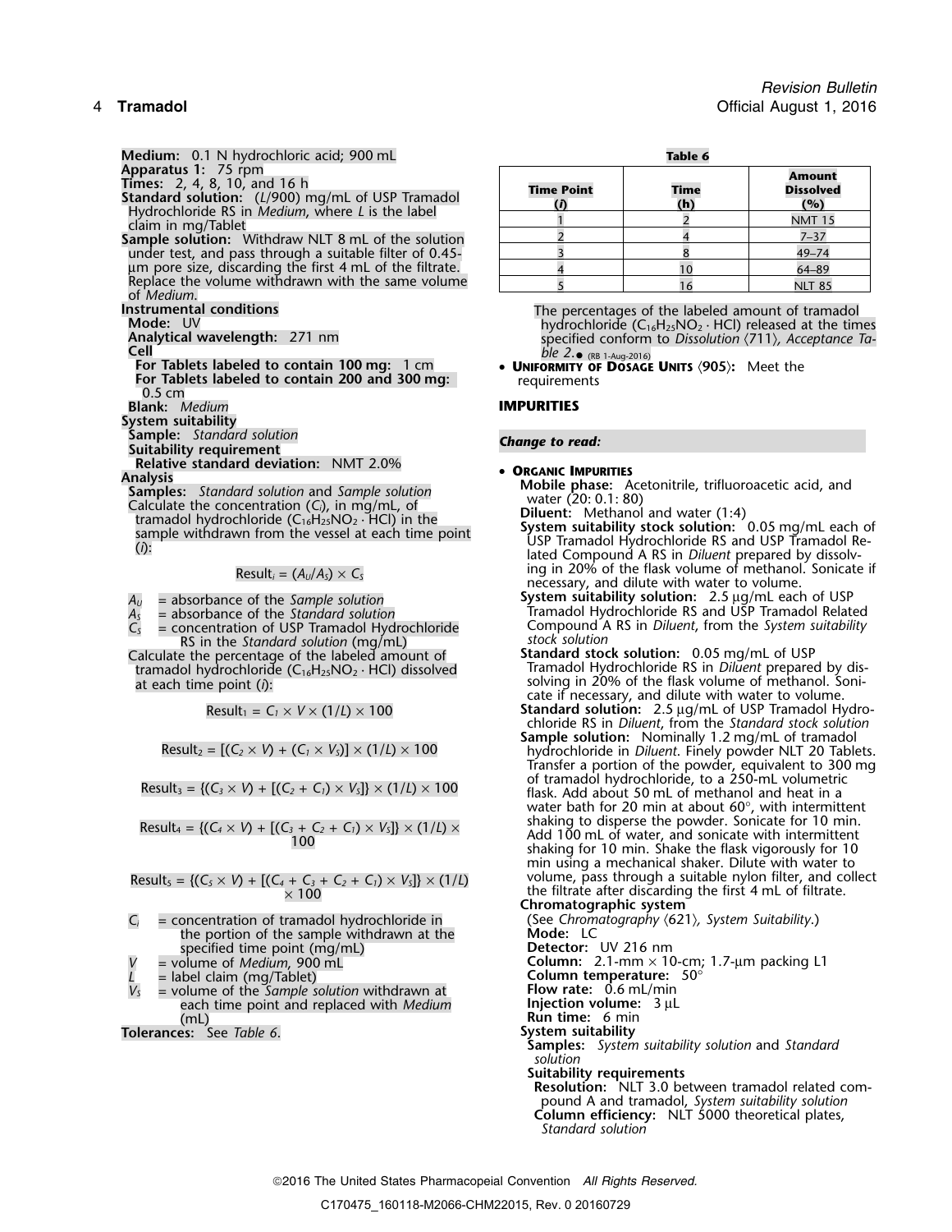**Medium:** 0.1 N hydrochloric acid; 900 mL
**Apparatus 1:** 75 rpm
**Times:** 2, 4, 8, 10, and 16 h
**Standard solution:** ($L$/900) mg/mL of USP Tramadol Hydrochloride RS in *Medium*, where $L$ is the label claim in mg/Tablet
**Sample solution:** Withdraw NLT 8 mL of the solution under test, and pass through a suitable filter of 0.45-µm pore size, discarding the first 4 mL of the filtrate. Replace the volume withdrawn with the same volume of *Medium*.
**Instrumental conditions**
**Mode:** UV
**Analytical wavelength:** 271 nm
**Cell**
**For Tablets labeled to contain 100 mg:** 1 cm
**For Tablets labeled to contain 200 and 300 mg:** 0.5 cm
**Blank:** *Medium*
**System suitability**
**Sample:** *Standard solution*
**Suitability requirement**
**Relative standard deviation:** NMT 2.0%
**Analysis**
**Samples:** *Standard solution* and *Sample solution*
Calculate the concentration ($C_i$), in mg/mL, of tramadol hydrochloride ($C_{16}H_{25}NO_2 \cdot HCl$) in the sample withdrawn from the vessel at each time point ($i$):

$$Result_i = (A_U/A_S) \times C_S$$

$A_U$ = absorbance of the *Sample solution*
$A_S$ = absorbance of the *Standard solution*
$C_S$ = concentration of USP Tramadol Hydrochloride RS in the *Standard solution* (mg/mL)

Calculate the percentage of the labeled amount of tramadol hydrochloride ($C_{16}H_{25}NO_2 \cdot HCl$) dissolved at each time point ($i$):

$$Result_1 = C_1 \times V \times (1/L) \times 100$$

$$Result_2 = [(C_2 \times V) + (C_1 \times V_S)] \times (1/L) \times 100$$

$$Result_3 = \{(C_3 \times V) + [(C_2 + C_1) \times V_S]\} \times (1/L) \times 100$$

$$Result_4 = \{(C_4 \times V) + [(C_3 + C_2 + C_1) \times V_S]\} \times (1/L) \times 100$$

$$Result_5 = \{(C_5 \times V) + [(C_4 + C_3 + C_2 + C_1) \times V_S]\} \times (1/L) \times 100$$

$C_i$ = concentration of tramadol hydrochloride in the portion of the sample withdrawn at the specified time point (mg/mL)
$V$ = volume of *Medium*, 900 mL
$L$ = label claim (mg/Tablet)
$V_S$ = volume of the *Sample solution* withdrawn at each time point and replaced with *Medium* (mL)

**Tolerances:** See *Table 6*.

**Table 6**

| Time Point ($i$) | Time (h) | Amount Dissolved (%) |
|---|---|---|
| 1 | 2 | NMT 15 |
| 2 | 4 | 7–37 |
| 3 | 8 | 49–74 |
| 4 | 10 | 64–89 |
| 5 | 16 | NLT 85 |

The percentages of the labeled amount of tramadol hydrochloride ($C_{16}H_{25}NO_2 \cdot HCl$) released at the times specified conform to *Dissolution* ⟨711⟩, *Acceptance Table 2*.● (RB 1-Aug-2016)

- **Uniformity of Dosage Units** ⟨905⟩: Meet the requirements

## IMPURITIES

*Change to read:*

- **Organic Impurities**

**Mobile phase:** Acetonitrile, trifluoroacetic acid, and water (20: 0.1: 80)
**Diluent:** Methanol and water (1:4)
**System suitability stock solution:** 0.05 mg/mL each of USP Tramadol Hydrochloride RS and USP Tramadol Related Compound A RS in *Diluent* prepared by dissolving in 20% of the flask volume of methanol. Sonicate if necessary, and dilute with water to volume.
**System suitability solution:** 2.5 µg/mL each of USP Tramadol Hydrochloride RS and USP Tramadol Related Compound A RS in *Diluent*, from the *System suitability stock solution*
**Standard stock solution:** 0.05 mg/mL of USP Tramadol Hydrochloride RS in *Diluent* prepared by dissolving in 20% of the flask volume of methanol. Sonicate if necessary, and dilute with water to volume.
**Standard solution:** 2.5 µg/mL of USP Tramadol Hydrochloride RS in *Diluent*, from the *Standard stock solution*
**Sample solution:** Nominally 1.2 mg/mL of tramadol hydrochloride in *Diluent*. Finely powder NLT 20 Tablets. Transfer a portion of the powder, equivalent to 300 mg of tramadol hydrochloride, to a 250-mL volumetric flask. Add about 50 mL of methanol and heat in a water bath for 20 min at about 60°, with intermittent shaking to disperse the powder. Sonicate for 10 min. Add 100 mL of water, and sonicate with intermittent shaking for 10 min. Shake the flask vigorously for 10 min using a mechanical shaker. Dilute with water to volume, pass through a suitable nylon filter, and collect the filtrate after discarding the first 4 mL of filtrate.
**Chromatographic system**
(See *Chromatography* ⟨621⟩, *System Suitability*.)
**Mode:** LC
**Detector:** UV 216 nm
**Column:** 2.1-mm × 10-cm; 1.7-µm packing L1
**Column temperature:** 50°
**Flow rate:** 0.6 mL/min
**Injection volume:** 3 µL
**Run time:** 6 min
**System suitability**
**Samples:** *System suitability solution* and *Standard solution*
**Suitability requirements**
**Resolution:** NLT 3.0 between tramadol related compound A and tramadol, *System suitability solution*
**Column efficiency:** NLT 5000 theoretical plates, *Standard solution*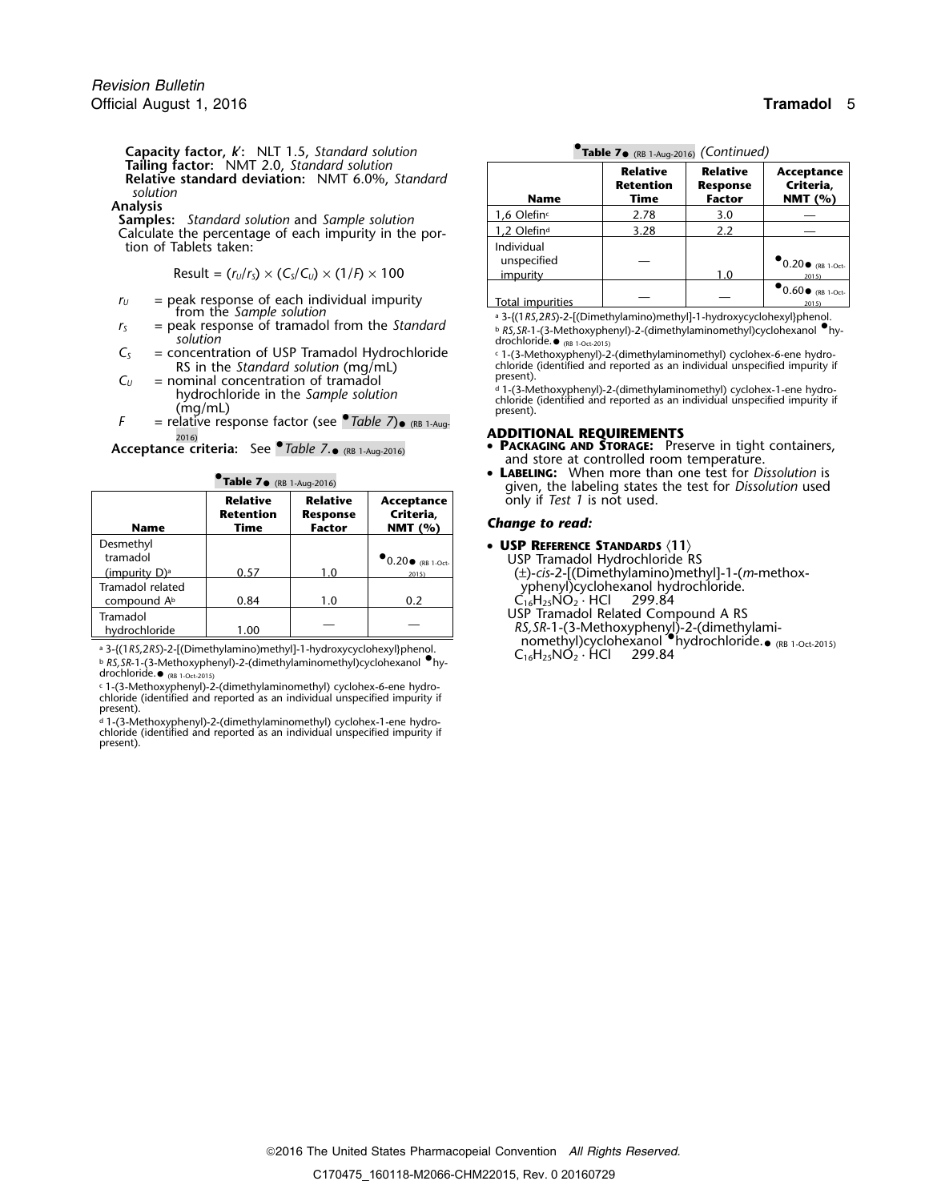**Capacity factor, *k*′:** NLT 1.5, *Standard solution*

**Tailing factor:** NMT 2.0, *Standard solution*

**Relative standard deviation:** NMT 6.0%, *Standard solution*

**Analysis**

**Samples:** *Standard solution* and *Sample solution*

Calculate the percentage of each impurity in the portion of Tablets taken:

$$\text{Result} = (r_U/r_S) \times (C_S/C_U) \times (1/F) \times 100$$

$r_U$ = peak response of each individual impurity from the *Sample solution*

$r_S$ = peak response of tramadol from the *Standard solution*

$C_S$ = concentration of USP Tramadol Hydrochloride RS in the *Standard solution* (mg/mL)

$C_U$ = nominal concentration of tramadol hydrochloride in the *Sample solution* (mg/mL)

$F$ = relative response factor (see •*Table 7*)• (RB 1-Aug-2016)

**Acceptance criteria:** See •*Table 7*.• (RB 1-Aug-2016)

•**Table 7**• (RB 1-Aug-2016)

| Name | Relative Retention Time | Relative Response Factor | Acceptance Criteria, NMT (%) |
|---|---|---|---|
| Desmethyl tramadol (impurity D)[a] | 0.57 | 1.0 | •0.20• (RB 1-Oct-2015) |
| Tramadol related compound A[b] | 0.84 | 1.0 | 0.2 |
| Tramadol hydrochloride | 1.00 | — | — |
| 1,6 Olefin[c] | 2.78 | 3.0 | — |
| 1,2 Olefin[d] | 3.28 | 2.2 | — |
| Individual unspecified impurity | — | 1.0 | •0.20• (RB 1-Oct-2015) |
| Total impurities | — | — | •0.60• (RB 1-Oct-2015) |

[a] 3-{(1*RS*,2*RS*)-2-[(Dimethylamino)methyl]-1-hydroxycyclohexyl}phenol.

[b] *RS,SR*-1-(3-Methoxyphenyl)-2-(dimethylaminomethyl)cyclohexanol •hydrochloride.• (RB 1-Oct-2015)

[c] 1-(3-Methoxyphenyl)-2-(dimethylaminomethyl) cyclohex-6-ene hydrochloride (identified and reported as an individual unspecified impurity if present).

[d] 1-(3-Methoxyphenyl)-2-(dimethylaminomethyl) cyclohex-1-ene hydrochloride (identified and reported as an individual unspecified impurity if present).

## ADDITIONAL REQUIREMENTS

- **Packaging and Storage:** Preserve in tight containers, and store at controlled room temperature.
- **Labeling:** When more than one test for *Dissolution* is given, the labeling states the test for *Dissolution* used only if *Test 1* is not used.

***Change to read:***

- **USP Reference Standards ⟨11⟩**

  USP Tramadol Hydrochloride RS

  (±)-*cis*-2-[(Dimethylamino)methyl]-1-(*m*-methoxyphenyl)cyclohexanol hydrochloride.

  $C_{16}H_{25}NO_2 \cdot HCl$ 299.84

  USP Tramadol Related Compound A RS

  *RS,SR*-1-(3-Methoxyphenyl)-2-(dimethylaminomethyl)cyclohexanol •hydrochloride.• (RB 1-Oct-2015)

  $C_{16}H_{25}NO_2 \cdot HCl$ 299.84